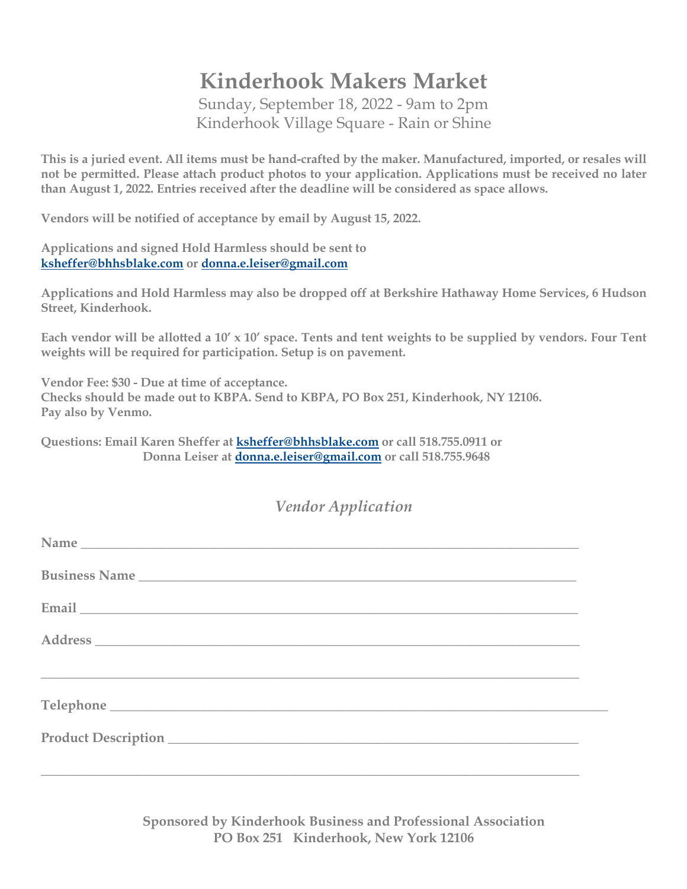# Kinderhook Makers Market

Sunday, September 18, 2022 - 9am to 2pm
Kinderhook Village Square - Rain or Shine

**This is a juried event. All items must be hand-crafted by the maker. Manufactured, imported, or resales will not be permitted. Please attach product photos to your application. Applications must be received no later than August 1, 2022. Entries received after the deadline will be considered as space allows.**

**Vendors will be notified of acceptance by email by August 15, 2022.**

**Applications and signed Hold Harmless should be sent to ksheffer@bhhsblake.com or donna.e.leiser@gmail.com**

**Applications and Hold Harmless may also be dropped off at Berkshire Hathaway Home Services, 6 Hudson Street, Kinderhook.**

**Each vendor will be allotted a 10' x 10' space. Tents and tent weights to be supplied by vendors. Four Tent weights will be required for participation. Setup is on pavement.**

**Vendor Fee: $30 - Due at time of acceptance.**
**Checks should be made out to KBPA. Send to KBPA, PO Box 251, Kinderhook, NY 12106.**
**Pay also by Venmo.**

**Questions: Email Karen Sheffer at ksheffer@bhhsblake.com or call 518.755.0911 or**
**Donna Leiser at donna.e.leiser@gmail.com or call 518.755.9648**

## *Vendor Application*

**Name** ______________________________________________

**Business Name** ______________________________________________

**Email** ______________________________________________

**Address** ______________________________________________

______________________________________________

**Telephone** ______________________________________________

**Product Description** ______________________________________________

______________________________________________

**Sponsored by Kinderhook Business and Professional Association**
**PO Box 251 Kinderhook, New York 12106**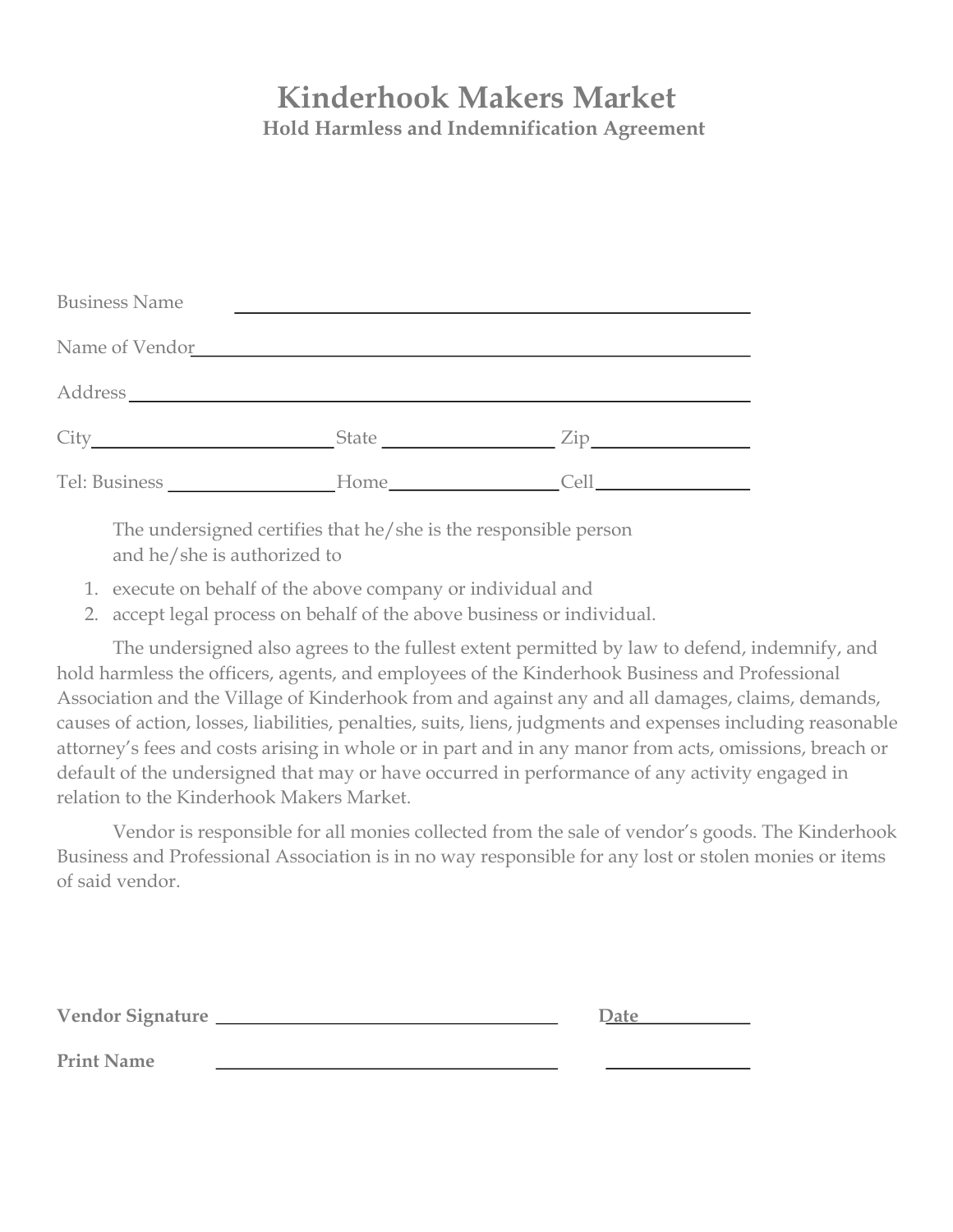# Kinderhook Makers Market

**Hold Harmless and Indemnification Agreement**

Business Name \_\_\_\_\_\_\_\_\_\_\_\_\_\_\_\_\_\_\_\_\_\_\_\_\_\_\_\_\_\_\_\_\_\_\_\_\_\_\_\_\_\_\_\_

Name of Vendor \_\_\_\_\_\_\_\_\_\_\_\_\_\_\_\_\_\_\_\_\_\_\_\_\_\_\_\_\_\_\_\_\_\_\_\_\_\_\_\_\_\_\_\_

Address \_\_\_\_\_\_\_\_\_\_\_\_\_\_\_\_\_\_\_\_\_\_\_\_\_\_\_\_\_\_\_\_\_\_\_\_\_\_\_\_\_\_\_\_

City \_\_\_\_\_\_\_\_\_\_\_\_\_\_\_\_\_\_ State \_\_\_\_\_\_\_\_\_\_\_\_\_\_ Zip \_\_\_\_\_\_\_\_\_\_\_\_

Tel: Business \_\_\_\_\_\_\_\_\_\_\_\_\_\_ Home \_\_\_\_\_\_\_\_\_\_\_\_\_\_ Cell \_\_\_\_\_\_\_\_\_\_\_\_

The undersigned certifies that he/she is the responsible person and he/she is authorized to

1. execute on behalf of the above company or individual and
2. accept legal process on behalf of the above business or individual.

The undersigned also agrees to the fullest extent permitted by law to defend, indemnify, and hold harmless the officers, agents, and employees of the Kinderhook Business and Professional Association and the Village of Kinderhook from and against any and all damages, claims, demands, causes of action, losses, liabilities, penalties, suits, liens, judgments and expenses including reasonable attorney's fees and costs arising in whole or in part and in any manor from acts, omissions, breach or default of the undersigned that may or have occurred in performance of any activity engaged in relation to the Kinderhook Makers Market.

Vendor is responsible for all monies collected from the sale of vendor's goods. The Kinderhook Business and Professional Association is in no way responsible for any lost or stolen monies or items of said vendor.

**Vendor Signature** \_\_\_\_\_\_\_\_\_\_\_\_\_\_\_\_\_\_\_\_\_\_\_\_\_\_\_\_ **Date** \_\_\_\_\_\_\_\_\_\_

**Print Name** \_\_\_\_\_\_\_\_\_\_\_\_\_\_\_\_\_\_\_\_\_\_\_\_\_\_\_\_ \_\_\_\_\_\_\_\_\_\_